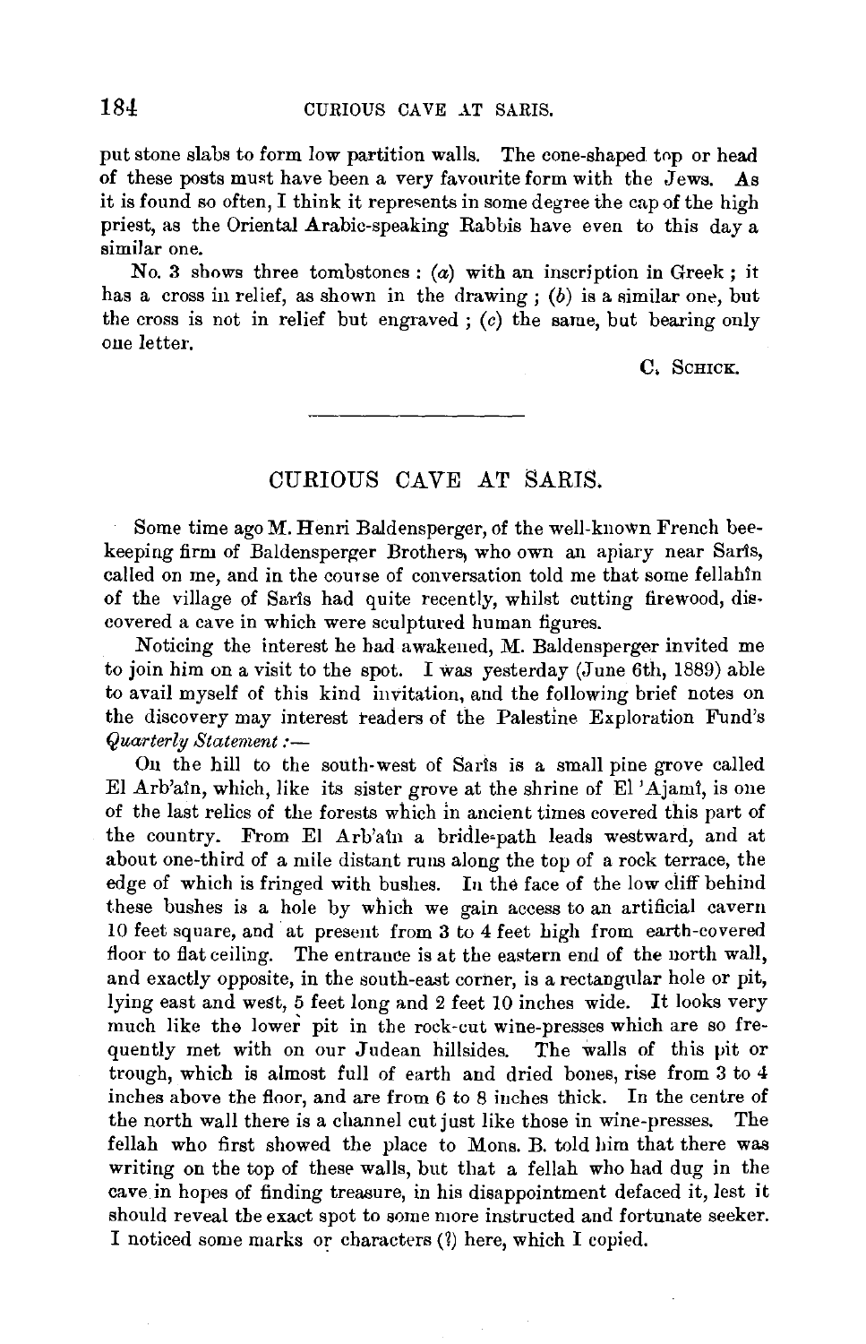put stone slabs to form low partition walls. The cone-shaped top or head of these posts must have been a very favourite form with the Jews. As it is found so often, I think it represents in some degree the cap of the high priest, as the Oriental Arabic-speaking Rabbis have even to this day a similar one.

No. 3 shows three tombstones : (*a*) with an inscription in Greek ; it has a cross in relief, as shown in the drawing ; (*b*) is a similar one, but the cross is not in relief but engraved ; (*c*) the same, but bearing only one letter.

C. SCHICK.

---

## CURIOUS CAVE AT SARIS.

Some time ago M. Henri Baldensperger, of the well-known French bee-keeping firm of Baldensperger Brothers, who own an apiary near Sarîs, called on me, and in the course of conversation told me that some fellahîn of the village of Sarîs had quite recently, whilst cutting firewood, discovered a cave in which were sculptured human figures.

Noticing the interest he had awakened, M. Baldensperger invited me to join him on a visit to the spot. I was yesterday (June 6th, 1889) able to avail myself of this kind invitation, and the following brief notes on the discovery may interest readers of the Palestine Exploration Fund's *Quarterly Statement* :—

On the hill to the south-west of Sarîs is a small pine grove called El Arb'aîn, which, like its sister grove at the shrine of El 'Ajamî, is one of the last relics of the forests which in ancient times covered this part of the country. From El Arb'aîn a bridle-path leads westward, and at about one-third of a mile distant runs along the top of a rock terrace, the edge of which is fringed with bushes. In the face of the low cliff behind these bushes is a hole by which we gain access to an artificial cavern 10 feet square, and at present from 3 to 4 feet high from earth-covered floor to flat ceiling. The entrance is at the eastern end of the north wall, and exactly opposite, in the south-east corner, is a rectangular hole or pit, lying east and west, 5 feet long and 2 feet 10 inches wide. It looks very much like the lower pit in the rock-cut wine-presses which are so frequently met with on our Judean hillsides. The walls of this pit or trough, which is almost full of earth and dried bones, rise from 3 to 4 inches above the floor, and are from 6 to 8 inches thick. In the centre of the north wall there is a channel cut just like those in wine-presses. The fellah who first showed the place to Mons. B. told him that there was writing on the top of these walls, but that a fellah who had dug in the cave in hopes of finding treasure, in his disappointment defaced it, lest it should reveal the exact spot to some more instructed and fortunate seeker. I noticed some marks or characters (?) here, which I copied.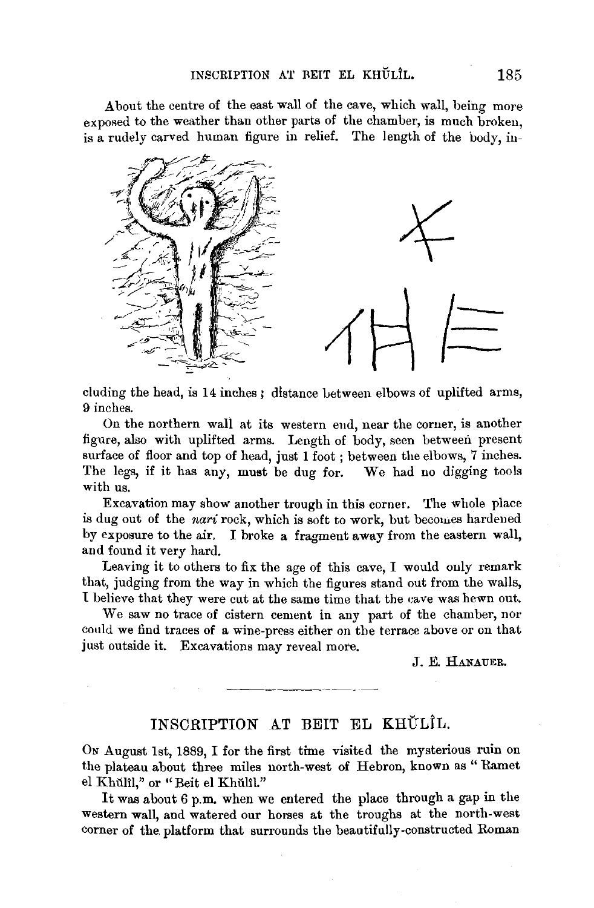About the centre of the east wall of the cave, which wall, being more exposed to the weather than other parts of the chamber, is much broken, is a rudely carved human figure in relief. The length of the body, including the head, is 14 inches; distance between elbows of uplifted arms, 9 inches.

On the northern wall at its western end, near the corner, is another figure, also with uplifted arms. Length of body, seen between present surface of floor and top of head, just 1 foot; between the elbows, 7 inches. The legs, if it has any, must be dug for. We had no digging tools with us.

Excavation may show another trough in this corner. The whole place is dug out of the *nari* rock, which is soft to work, but becomes hardened by exposure to the air. I broke a fragment away from the eastern wall, and found it very hard.

Leaving it to others to fix the age of this cave, I would only remark that, judging from the way in which the figures stand out from the walls, I believe that they were cut at the same time that the cave was hewn out.

We saw no trace of cistern cement in any part of the chamber, nor could we find traces of a wine-press either on the terrace above or on that just outside it. Excavations may reveal more.

J. E. Hanauer.

---

## INSCRIPTION AT BEIT EL KHŬLÎL.

On August 1st, 1889, I for the first time visited the mysterious ruin on the plateau about three miles north-west of Hebron, known as "Ramet el Khŭlîl," or "Beit el Khŭlîl."

It was about 6 p.m. when we entered the place through a gap in the western wall, and watered our horses at the troughs at the north-west corner of the platform that surrounds the beautifully-constructed Roman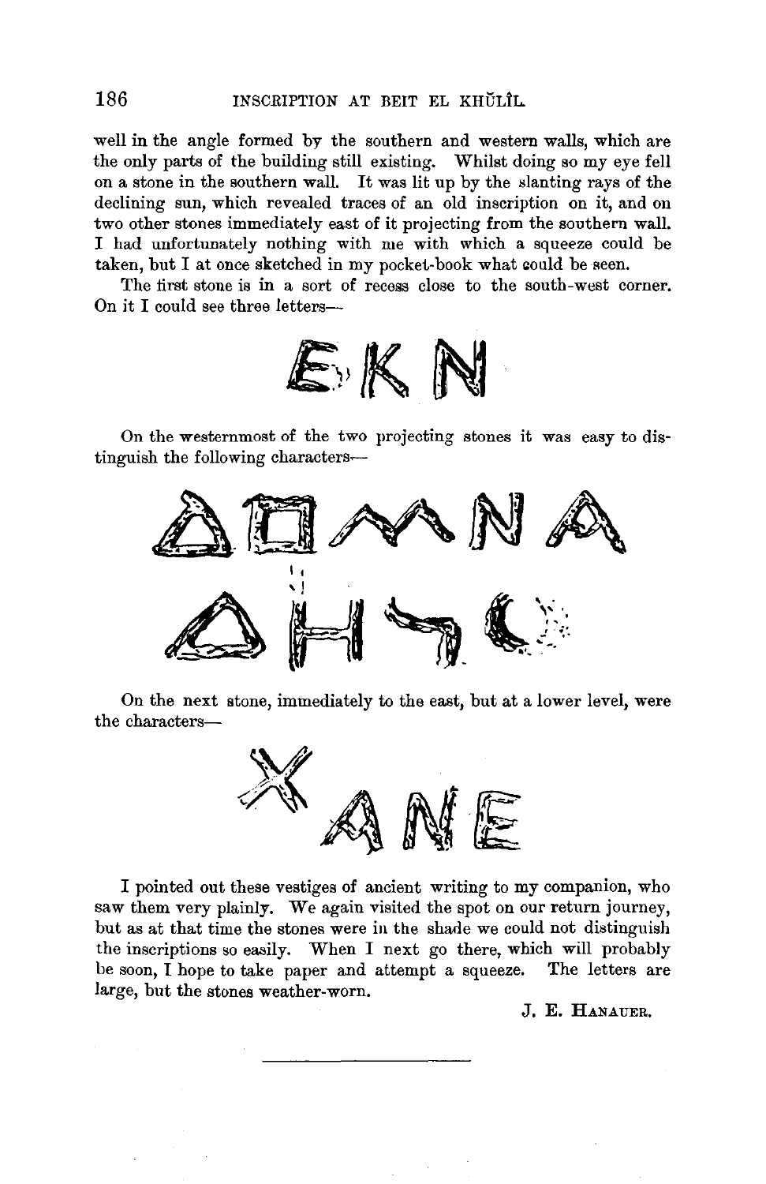well in the angle formed by the southern and western walls, which are the only parts of the building still existing. Whilst doing so my eye fell on a stone in the southern wall. It was lit up by the slanting rays of the declining sun, which revealed traces of an old inscription on it, and on two other stones immediately east of it projecting from the southern wall. I had unfortunately nothing with me with which a squeeze could be taken, but I at once sketched in my pocket-book what could be seen.

The first stone is in a sort of recess close to the south-west corner. On it I could see three letters—

E K N

On the westernmost of the two projecting stones it was easy to distinguish the following characters—

Δ □ ΛΛ N A

Δ H ϥ C

On the next stone, immediately to the east, but at a lower level, were the characters—

X

A N E

I pointed out these vestiges of ancient writing to my companion, who saw them very plainly. We again visited the spot on our return journey, but as at that time the stones were in the shade we could not distinguish the inscriptions so easily. When I next go there, which will probably be soon, I hope to take paper and attempt a squeeze. The letters are large, but the stones weather-worn.

J. E. Hanauer.